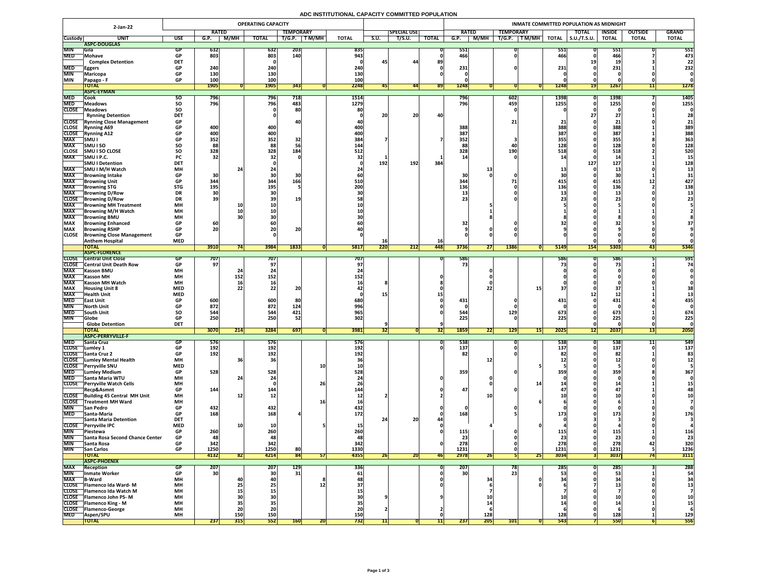# ADC INSTITUTIONAL CAPACITY COMMITTED POPULATION

| 2-Jan-22 | | | OPERATING CAPACITY | | | | | | | | | INMATE COMMITTED POPULATION AS MIDNIGHT | | | | | | | | |
|---|---|---|---|---|---|---|---|---|---|---|---|---|---|---|---|---|---|---|---|---|
| | | | RATED | | | TEMPORARY | | | | SPECIAL USE | | RATED | | TEMPORARY | | | TOTAL | INSIDE | OUTSIDE | GRAND |
| Custody | UNIT | USE | G.P. | M/MH | TOTAL | T/G.P. | T M/MH | TOTAL | S.U. | T/S.U. | TOTAL | G.P. | M/MH | T/G.P. | T M/MH | TOTAL | S.U./T.S.U. | TOTAL | TOTAL | TOTAL |
| | **ASPC-DOUGLAS** | | | | | | | | | | | | | | | | | | | |
| MIN | Gila | GP | 632 | | 632 | 203 | | 835 | | | 0 | 551 | | 0 | | 551 | 0 | 551 | 0 | 551 |
| MED | Mohave | GP | 803 | | 803 | 140 | | 943 | | | 0 | 466 | | 0 | | 466 | 0 | 466 | 7 | 473 |
| | Complex Detention | DET | | | 0 | | | 0 | 45 | 44 | 89 | | | | | | 19 | 19 | 3 | 22 |
| MED | Eggers | GP | 240 | | 240 | | | 240 | | | 0 | 231 | | 0 | | 231 | 0 | 231 | 1 | 232 |
| MIN | Maricopa | GP | 130 | | 130 | | | 130 | | | 0 | 0 | | | | 0 | 0 | 0 | 0 | 0 |
| MIN | Papago - F | GP | 100 | | 100 | | | 100 | | | | 0 | | | | 0 | 0 | 0 | 0 | 0 |
| | **TOTAL** | | 1905 | 0 | 1905 | 343 | 0 | 2248 | 45 | 44 | 89 | 1248 | 0 | 0 | 0 | 1248 | 19 | 1267 | 11 | 1278 |
| | **ASPC-EYMAN** | | | | | | | | | | | | | | | | | | | |
| MED | Cook | SO | 796 | | 796 | 718 | | 1514 | | | | 796 | | 602 | | 1398 | 0 | 1398 | 7 | 1405 |
| MED | Meadows | SO | 796 | | 796 | 483 | | 1279 | | | | 796 | | 459 | | 1255 | 0 | 1255 | 0 | 1255 |
| CLOSE | Meadows | SO | | | 0 | 80 | | 80 | | | | | | 0 | | | 0 | 0 | 0 | 0 |
| | Rynning Detention | DET | | | 0 | | | 0 | 20 | 20 | 40 | | | | | | 27 | 27 | 1 | 28 |
| CLOSE | Rynning Close Management | GP | | | | 40 | | 40 | | | | | | 21 | | 21 | 0 | 21 | 0 | 21 |
| CLOSE | Rynning A69 | GP | 400 | | 400 | | | 400 | | | | 388 | | | | 388 | 0 | 388 | 1 | 389 |
| CLOSE | Rynning A12 | GP | 400 | | 400 | | | 400 | | | | 387 | | | | 387 | 0 | 387 | 1 | 388 |
| MAX | SMU I | GP | 352 | | 352 | 32 | | 384 | 7 | | 7 | 352 | | 3 | | 355 | 0 | 355 | 8 | 363 |
| MAX | SMU I SO | SO | 88 | | 88 | 56 | | 144 | | | | 88 | | 40 | | 128 | 0 | 128 | 0 | 128 |
| CLOSE | SMU I SO CLOSE | SO | 328 | | 328 | 184 | | 512 | | | | 328 | | 190 | | 518 | 0 | 518 | 2 | 520 |
| MAX | SMU I P.C. | PC | 32 | | 32 | 0 | | 32 | 1 | | 1 | 14 | | 0 | | 14 | 0 | 14 | 1 | 15 |
| | SMU I Detention | DET | | | 0 | | | 0 | 192 | 192 | 384 | | | | | | 127 | 127 | 1 | 128 |
| MAX | SMU I M/H Watch | MH | | 24 | 24 | | | 24 | | | | | 13 | | | 13 | 0 | 13 | 0 | 13 |
| MAX | Browning Intake | GP | 30 | | 30 | 30 | | 60 | | | | 30 | 0 | 0 | | 30 | 0 | 30 | 1 | 31 |
| MAX | Browning Unit | GP | 344 | | 344 | 166 | | 510 | | | | 344 | | 71 | | 415 | 0 | 415 | 12 | 427 |
| MAX | Browning STG | STG | 195 | | 195 | 5 | | 200 | | | | 136 | | 0 | | 136 | 0 | 136 | 2 | 138 |
| MAX | Browning D/Row | DR | 30 | | 30 | | | 30 | | | | 13 | | 0 | | 13 | 0 | 13 | 0 | 13 |
| CLOSE | Browning D/Row | DR | 39 | | 39 | 19 | | 58 | | | | 23 | | 0 | | 23 | 0 | 23 | 0 | 23 |
| MAX | Browning MH Treatment | MH | | 10 | 10 | | | 10 | | | | | 5 | | | 5 | 0 | 5 | 0 | 5 |
| MAX | Browning M/H Watch | MH | | 10 | 10 | | | 10 | | | | | 1 | | | 1 | 0 | 1 | 1 | 2 |
| MAX | Browning BMU | MH | | 30 | 30 | | | 30 | | | | | 8 | | | 8 | 0 | 8 | 0 | 8 |
| MAX | Browning Enhanced | GP | 60 | | 60 | | | 60 | | | | 32 | | 0 | | 32 | 0 | 32 | 5 | 37 |
| MAX | Browning RSHP | GP | 20 | | 20 | 20 | | 40 | | | | 9 | 0 | 0 | | 9 | 0 | 9 | 0 | 9 |
| CLOSE | Browning Close Management | GP | | | 0 | | | 0 | | | | 0 | 0 | 0 | | 0 | 0 | 0 | 0 | 0 |
| | Anthem Hospital | MED | | | | | | | 16 | | 16 | | | | | | 0 | 0 | 0 | 0 |
| | **TOTAL** | | 3910 | 74 | 3984 | 1833 | 0 | 5817 | 220 | 212 | 448 | 3736 | 27 | 1386 | 0 | 5149 | 154 | 5303 | 43 | 5346 |
| | **ASPC-FLORENCE** | | | | | | | | | | | | | | | | | | | |
| CLOSE | Central Unit Close | GP | 707 | | 707 | | | 707 | | | 0 | 586 | | | | 586 | 0 | 586 | 5 | 591 |
| CLOSE | Central Unit Death Row | GP | 97 | | 97 | | | 97 | | | | 73 | | | | 73 | 0 | 73 | 1 | 74 |
| MAX | Kasson BMU | MH | | 24 | 24 | | | 24 | | | | | 0 | | | 0 | 0 | 0 | 0 | 0 |
| MAX | Kasson MH | MH | | 152 | 152 | | | 152 | | | 0 | | 0 | | | 0 | 0 | 0 | 0 | 0 |
| MAX | Kasson MH Watch | MH | | 16 | 16 | | | 16 | 8 | | 8 | | 0 | | | 0 | 0 | 0 | 0 | 0 |
| MAX | Housing Unit 8 | MED | | 22 | 22 | 20 | | 42 | | | 0 | | 22 | | 15 | 37 | 0 | 37 | 1 | 38 |
| MAX | Health Unit | MED | | | | | | 0 | 15 | | 15 | | | | | | 12 | 12 | 1 | 13 |
| MED | East Unit | GP | 600 | | 600 | 80 | | 680 | | | 0 | 431 | | 0 | | 431 | 0 | 431 | 4 | 435 |
| MIN | North Unit | GP | 872 | | 872 | 124 | | 996 | | | 0 | 0 | | 0 | | 0 | 0 | 0 | 0 | 0 |
| MED | South Unit | SO | 544 | | 544 | 421 | | 965 | | | 0 | 544 | | 129 | | 673 | 0 | 673 | 1 | 674 |
| MIN | Globe | GP | 250 | | 250 | 52 | | 302 | | | | 225 | | 0 | | 225 | 0 | 225 | 0 | 225 |
| | Globe Detention | DET | | | | | | | 9 | | 9 | | | | | | 0 | 0 | 0 | 0 |
| | **TOTAL** | | 3070 | 214 | 3284 | 697 | 0 | 3981 | 32 | 0 | 32 | 1859 | 22 | 129 | 15 | 2025 | 12 | 2037 | 13 | 2050 |
| | **ASPC-PERRYVILLE-F** | | | | | | | | | | | | | | | | | | | |
| MED | Santa Cruz | GP | 576 | | 576 | | | 576 | | | 0 | 538 | | 0 | | 538 | 0 | 538 | 11 | 549 |
| CLOSE | Lumley 1 | GP | 192 | | 192 | | | 192 | | | 0 | 137 | | 0 | | 137 | 0 | 137 | 0 | 137 |
| CLOSE | Santa Cruz 2 | GP | 192 | | 192 | | | 192 | | | | 82 | | 0 | | 82 | 0 | 82 | 1 | 83 |
| CLOSE | Lumley Mental Health | MH | | 36 | 36 | | | 36 | | | | | 12 | | | 12 | 0 | 12 | 0 | 12 |
| CLOSE | Perryville SNU | MED | | | | | 10 | 10 | | | | | | | 5 | 5 | 0 | 5 | 0 | 5 |
| MED | Lumley Medium | GP | 528 | | 528 | | | 528 | | | | 359 | | 0 | | 359 | 0 | 359 | 8 | 367 |
| MED | Santa Maria WTU | MH | | 24 | 24 | | | 24 | | | 0 | | 0 | | | 0 | 0 | 0 | 0 | 0 |
| CLOSE | Perryville Watch Cells | MH | | | 0 | | 26 | 26 | | | | | 0 | | 14 | 14 | 0 | 14 | 1 | 15 |
| | Recp&Asmnt | GP | 144 | | 144 | | | 144 | | | 0 | 47 | | 0 | | 47 | 0 | 47 | 1 | 48 |
| CLOSE | Building 45 Central MH Unit | MH | | 12 | 12 | | | 12 | 2 | | 2 | | 10 | | | 10 | 0 | 10 | 0 | 10 |
| CLOSE | Treatment MH Ward | MH | | | | | 16 | 16 | | | | | | | 6 | 6 | 0 | 6 | 1 | 7 |
| MIN | San Pedro | GP | 432 | | 432 | | | 432 | | | 0 | 0 | | 0 | | 0 | 0 | 0 | 0 | 0 |
| MED | Santa-Maria | GP | 168 | | 168 | 4 | | 172 | | | 0 | 168 | | 5 | | 173 | 0 | 173 | 3 | 176 |
| | Santa Maria Detention | DET | | | | | | | 24 | 20 | 44 | | | | | 0 | 3 | 3 | 0 | 3 |
| CLOSE | Perryville IPC | MED | | 10 | 10 | | 5 | 15 | | | 0 | | 4 | | 0 | 4 | 0 | 4 | 0 | 4 |
| MIN | Piestewa | GP | 260 | | 260 | | | 260 | | | 0 | 115 | | 0 | | 115 | 0 | 115 | 1 | 116 |
| MIN | Santa Rosa Second Chance Center | GP | 48 | | 48 | | | 48 | | | | 23 | | 0 | | 23 | 0 | 23 | 0 | 23 |
| MIN | Santa Rosa | GP | 342 | | 342 | | | 342 | | | 0 | 278 | | 0 | | 278 | 0 | 278 | 42 | 320 |
| MIN | San Carlos | GP | 1250 | | 1250 | 80 | | 1330 | | | | 1231 | | 0 | | 1231 | 0 | 1231 | 5 | 1236 |
| | **TOTAL** | | 4132 | 82 | 4214 | 84 | 57 | 4355 | 26 | 20 | 46 | 2978 | 26 | 5 | 25 | 3034 | 3 | 3037 | 74 | 3111 |
| | **ASPC-PHOENIX** | | | | | | | | | | | | | | | | | | | |
| MAX | Reception | GP | 207 | | 207 | 129 | | 336 | | | 0 | 207 | | 78 | | 285 | 0 | 285 | 3 | 288 |
| MIN | Inmate Worker | GP | 30 | | 30 | 31 | | 61 | | | 0 | 30 | | 23 | | 53 | 0 | 53 | 1 | 54 |
| MAX | B-Ward | MH | | 40 | 40 | | 8 | 48 | | | 0 | | 34 | | 0 | 34 | 0 | 34 | 0 | 34 |
| CLOSE | Flamenco Ida Ward- M | MH | | 25 | 25 | | 12 | 37 | | | 0 | | 6 | | 0 | 6 | 7 | 13 | 0 | 13 |
| CLOSE | Flamenco Ida Watch M | MH | | 15 | 15 | | | 15 | | | | | 7 | | | 7 | 0 | 7 | 0 | 7 |
| CLOSE | Flamenco John PS- M | MH | | 30 | 30 | | | 30 | 9 | | 9 | | 10 | | | 10 | 0 | 10 | 0 | 10 |
| CLOSE | Flamenco King - M | MH | | 35 | 35 | | | 35 | | | | | 14 | | | 14 | 0 | 14 | 1 | 15 |
| CLOSE | Flamenco-George | MH | | 20 | 20 | | | 20 | 2 | | 2 | | 6 | | | 6 | 0 | 6 | 0 | 6 |
| MED | Aspen/SPU | MH | | 150 | 150 | | | 150 | | | 0 | | 128 | | | 128 | 0 | 128 | 1 | 129 |
| | **TOTAL** | | 237 | 315 | 552 | 160 | 20 | 732 | 11 | 0 | 11 | 237 | 205 | 101 | 0 | 543 | 7 | 550 | 6 | 556 |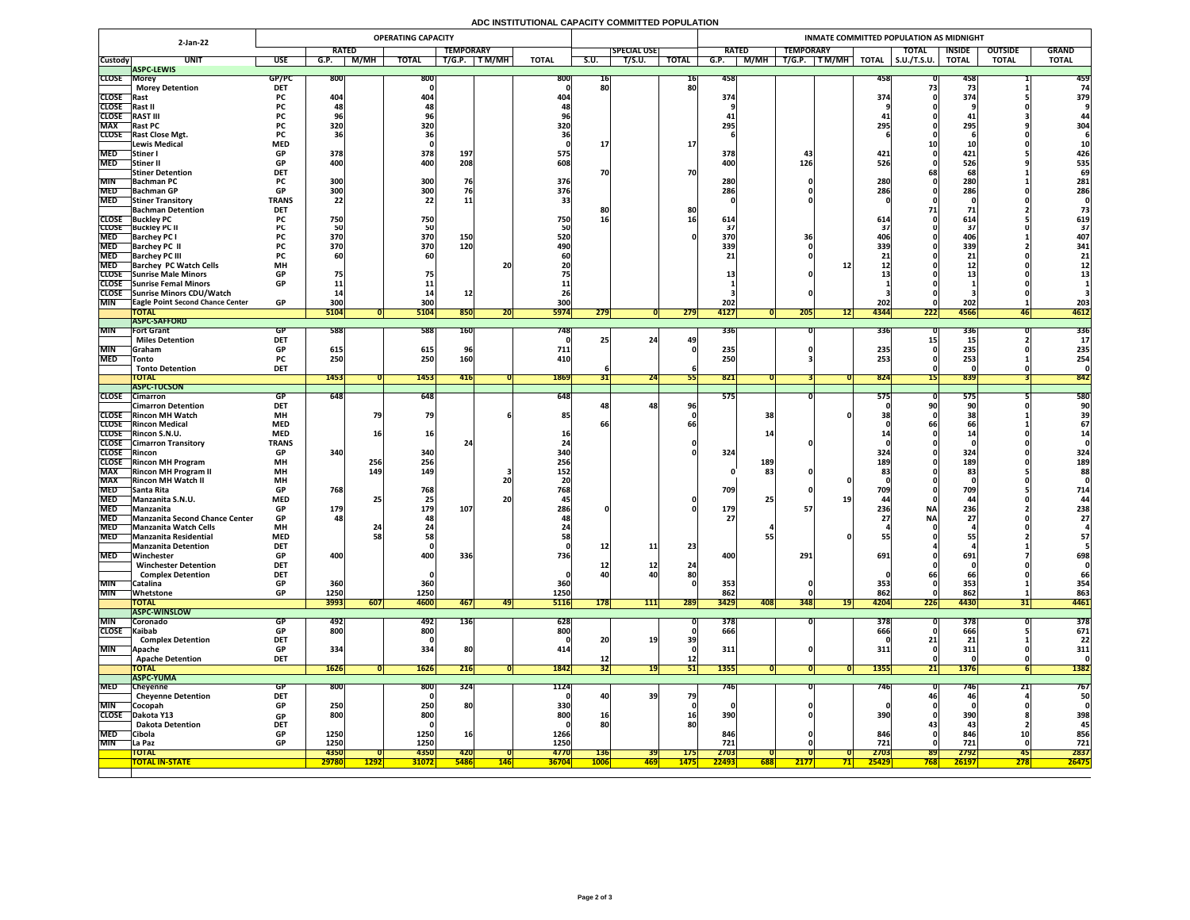# ADC INSTITUTIONAL CAPACITY COMMITTED POPULATION

| 2-Jan-22 | | | OPERATING CAPACITY | | | | | | | | | INMATE COMMITTED POPULATION AS MIDNIGHT | | | | | | | | |
|---|---|---|---|---|---|---|---|---|---|---|---|---|---|---|---|---|---|---|---|---|
| | | | RATED | | | TEMPORARY | | | | SPECIAL USE | | RATED | | TEMPORARY | | | TOTAL | INSIDE | OUTSIDE | GRAND |
| Custody | UNIT | USE | G.P. | M/MH | TOTAL | T/G.P. | T M/MH | TOTAL | S.U. | T/S.U. | TOTAL | G.P. | M/MH | T/G.P. | T M/MH | TOTAL | S.U./T.S.U. | TOTAL | TOTAL | TOTAL |
| | **ASPC-LEWIS** | | | | | | | | | | | | | | | | | | | |
| CLOSE | Morey | GP/PC | 800 | | 800 | | | 800 | 16 | | 16 | 458 | | | | 458 | 0 | 458 | 1 | 459 |
| | Morey Detention | DET | | | 0 | | | 0 | 80 | | 80 | | | | | | 73 | 73 | 1 | 74 |
| CLOSE | Rast | PC | 404 | | 404 | | | 404 | | | | 374 | | | | 374 | 0 | 374 | 5 | 379 |
| CLOSE | Rast II | PC | 48 | | 48 | | | 48 | | | | 9 | | | | 9 | 0 | 9 | 0 | 9 |
| CLOSE | RAST III | PC | 96 | | 96 | | | 96 | | | | 41 | | | | 41 | 0 | 41 | 3 | 44 |
| MAX | Rast PC | PC | 320 | | 320 | | | 320 | | | | 295 | | | | 295 | 0 | 295 | 9 | 304 |
| CLOSE | Rast Close Mgt. | PC | 36 | | 36 | | | 36 | | | | 6 | | | | 6 | 0 | 6 | 0 | 6 |
| | Lewis Medical | MED | | | 0 | | | 0 | 17 | | 17 | | | | | | 10 | 10 | 0 | 10 |
| MED | Stiner I | GP | 378 | | 378 | 197 | | 575 | | | | 378 | | 43 | | 421 | 0 | 421 | 5 | 426 |
| MED | Stiner II | GP | 400 | | 400 | 208 | | 608 | | | | 400 | | 126 | | 526 | 0 | 526 | 9 | 535 |
| | Stiner Detention | DET | | | | | | | 70 | | 70 | | | | | | 68 | 68 | 1 | 69 |
| MIN | Bachman PC | PC | 300 | | 300 | 76 | | 376 | | | | 280 | | 0 | | 280 | 0 | 280 | 1 | 281 |
| MED | Bachman GP | GP | 300 | | 300 | 76 | | 376 | | | | 286 | | 0 | | 286 | 0 | 286 | 0 | 286 |
| MED | Stiner Transitory | TRANS | 22 | | 22 | 11 | | 33 | | | | 0 | | 0 | | 0 | 0 | 0 | 0 | 0 |
| | Bachman Detention | DET | | | | | | | 80 | | 80 | | | | | | 71 | 71 | 2 | 73 |
| CLOSE | Buckley PC | PC | 750 | | 750 | | | 750 | 16 | | 16 | 614 | | | | 614 | 0 | 614 | 5 | 619 |
| CLOSE | Buckley PC II | PC | 50 | | 50 | | | 50 | | | | 37 | | | | 37 | 0 | 37 | 0 | 37 |
| MED | Barchey PC I | PC | 370 | | 370 | 150 | | 520 | | | 0 | 370 | | 36 | | 406 | 0 | 406 | 1 | 407 |
| MED | Barchey PC II | PC | 370 | | 370 | 120 | | 490 | | | | 339 | | 0 | | 339 | 0 | 339 | 2 | 341 |
| MED | Barchey PC III | PC | 60 | | 60 | | | 60 | | | | 21 | | 0 | | 21 | 0 | 21 | 0 | 21 |
| MED | Barchey PC Watch Cells | MH | | | | | 20 | 20 | | | | | | | 12 | 12 | 0 | 12 | 0 | 12 |
| CLOSE | Sunrise Male Minors | GP | 75 | | 75 | | | 75 | | | | 13 | | 0 | | 13 | 0 | 13 | 0 | 13 |
| CLOSE | Sunrise Femal Minors | GP | 11 | | 11 | | | 11 | | | | 1 | | | | 1 | 0 | 1 | 0 | 1 |
| CLOSE | Sunrise Minors CDU/Watch | | 14 | | 14 | 12 | | 26 | | | | 3 | | 0 | | 3 | 0 | 3 | 0 | 3 |
| MIN | Eagle Point Second Chance Center | GP | 300 | | 300 | | | 300 | | | | 202 | | | | 202 | 0 | 202 | 1 | 203 |
| | **TOTAL** | | 5104 | 0 | 5104 | 850 | 20 | 5974 | 279 | 0 | 279 | 4127 | 0 | 205 | 12 | 4344 | 222 | 4566 | 46 | 4612 |
| | **ASPC-SAFFORD** | | | | | | | | | | | | | | | | | | | |
| MIN | Fort Grant | GP | 588 | | 588 | 160 | | 748 | | | | 336 | | 0 | | 336 | 0 | 336 | 0 | 336 |
| | Miles Detention | DET | | | | | | 0 | 25 | 24 | 49 | | | | | | 15 | 15 | 2 | 17 |
| MIN | Graham | GP | 615 | | 615 | 96 | | 711 | | | 0 | 235 | | 0 | | 235 | 0 | 235 | 0 | 235 |
| MED | Tonto | PC | 250 | | 250 | 160 | | 410 | | | | 250 | | 3 | | 253 | 0 | 253 | 1 | 254 |
| | Tonto Detention | DET | | | | | | | 6 | | 6 | | | | | | 0 | 0 | 0 | 0 |
| | **TOTAL** | | 1453 | 0 | 1453 | 416 | 0 | 1869 | 31 | 24 | 55 | 821 | 0 | 3 | 0 | 824 | 15 | 839 | 3 | 842 |
| | **ASPC-TUCSON** | | | | | | | | | | | | | | | | | | | |
| CLOSE | Cimarron | GP | 648 | | 648 | | | 648 | | | | 575 | | 0 | | 575 | 0 | 575 | 5 | 580 |
| | Cimarron Detention | DET | | | | | | | 48 | 48 | 96 | | | | | 0 | 90 | 90 | 0 | 90 |
| CLOSE | Rincon MH Watch | MH | | 79 | 79 | | 6 | 85 | | | 0 | | 38 | | 0 | 38 | 0 | 38 | 1 | 39 |
| CLOSE | Rincon Medical | MED | | | | | | | 66 | | 66 | | | | | 0 | 66 | 66 | 1 | 67 |
| CLOSE | Rincon S.N.U. | MED | | 16 | 16 | | | 16 | | | | | 14 | | | 14 | 0 | 14 | 0 | 14 |
| CLOSE | Cimarron Transitory | TRANS | | | | 24 | | 24 | | | 0 | | | 0 | | 0 | 0 | 0 | 0 | 0 |
| CLOSE | Rincon | GP | 340 | | 340 | | | 340 | | | 0 | 324 | | | | 324 | 0 | 324 | 0 | 324 |
| CLOSE | Rincon MH Program | MH | | 256 | 256 | | | 256 | | | | | 189 | | | 189 | 0 | 189 | 0 | 189 |
| MAX | Rincon MH Program II | MH | | 149 | 149 | | 3 | 152 | | | | 0 | 83 | 0 | | 83 | 0 | 83 | 5 | 88 |
| MAX | Rincon MH Watch II | MH | | | | | 20 | 20 | | | | | | | 0 | 0 | 0 | 0 | 0 | 0 |
| MED | Santa Rita | GP | 768 | | 768 | | | 768 | | | | 709 | | 0 | | 709 | 0 | 709 | 5 | 714 |
| MED | Manzanita S.N.U. | MED | | 25 | 25 | | 20 | 45 | | | 0 | | 25 | | 19 | 44 | 0 | 44 | 0 | 44 |
| MED | Manzanita | GP | 179 | | 179 | 107 | | 286 | 0 | | 0 | 179 | | 57 | | 236 | NA | 236 | 2 | 238 |
| MED | Manzanita Second Chance Center | GP | 48 | | 48 | | | 48 | | | | 27 | | | | 27 | NA | 27 | 0 | 27 |
| MED | Manzanita Watch Cells | MH | | 24 | 24 | | | 24 | | | | | 4 | | | 4 | 0 | 4 | 0 | 4 |
| MED | Manzanita Residential | MED | | 58 | 58 | | | 58 | | | | | 55 | | 0 | 55 | 0 | 55 | 2 | 57 |
| | Manzanita Detention | DET | | | 0 | | | 0 | 12 | 11 | 23 | | | | | | 4 | 4 | 1 | 5 |
| MED | Winchester | GP | 400 | | 400 | 336 | | 736 | | | | 400 | | 291 | | 691 | 0 | 691 | 7 | 698 |
| | Winchester Detention | DET | | | | | | | 12 | 12 | 24 | | | | | | 0 | 0 | 0 | 0 |
| | Complex Detention | DET | | | 0 | | | 0 | 40 | 40 | 80 | | | | | 0 | 66 | 66 | 0 | 66 |
| MIN | Catalina | GP | 360 | | 360 | | | 360 | | | 0 | 353 | | 0 | | 353 | 0 | 353 | 1 | 354 |
| MIN | Whetstone | GP | 1250 | | 1250 | | | 1250 | | | | 862 | | 0 | | 862 | 0 | 862 | 1 | 863 |
| | **TOTAL** | | 3993 | 607 | 4600 | 467 | 49 | 5116 | 178 | 111 | 289 | 3429 | 408 | 348 | 19 | 4204 | 226 | 4430 | 31 | 4461 |
| | **ASPC-WINSLOW** | | | | | | | | | | | | | | | | | | | |
| MIN | Coronado | GP | 492 | | 492 | 136 | | 628 | | | 0 | 378 | | 0 | | 378 | 0 | 378 | 0 | 378 |
| CLOSE | Kaibab | GP | 800 | | 800 | | | 800 | | | 0 | 666 | | | | 666 | 0 | 666 | 5 | 671 |
| | Complex Detention | DET | | | 0 | | | 0 | 20 | 19 | 39 | | | | | 0 | 21 | 21 | 1 | 22 |
| MIN | Apache | GP | 334 | | 334 | 80 | | 414 | | | 0 | 311 | | 0 | | 311 | 0 | 311 | 0 | 311 |
| | Apache Detention | DET | | | | | | | 12 | | 12 | | | | | | 0 | 0 | 0 | 0 |
| | **TOTAL** | | 1626 | 0 | 1626 | 216 | 0 | 1842 | 32 | 19 | 51 | 1355 | 0 | 0 | 0 | 1355 | 21 | 1376 | 6 | 1382 |
| | **ASPC-YUMA** | | | | | | | | | | | | | | | | | | | |
| MED | Cheyenne | GP | 800 | | 800 | 324 | | 1124 | | | | 746 | | 0 | | 746 | 0 | 746 | 21 | 767 |
| | Cheyenne Detention | DET | | | 0 | | | 0 | 40 | 39 | 79 | | | | | | 46 | 46 | 4 | 50 |
| MIN | Cocopah | GP | 250 | | 250 | 80 | | 330 | | | 0 | 0 | | 0 | | 0 | 0 | 0 | 0 | 0 |
| CLOSE | Dakota Y13 | GP | 800 | | 800 | | | 800 | 16 | | 16 | 390 | | 0 | | 390 | 0 | 390 | 8 | 398 |
| | Dakota Detention | DET | | | 0 | | | 0 | 80 | | 80 | | | | | | 43 | 43 | 2 | 45 |
| MED | Cibola | GP | 1250 | | 1250 | 16 | | 1266 | | | | 846 | | 0 | | 846 | 0 | 846 | 10 | 856 |
| MIN | La Paz | GP | 1250 | | 1250 | | | 1250 | | | | 721 | | 0 | | 721 | 0 | 721 | 0 | 721 |
| | **TOTAL** | | 4350 | 0 | 4350 | 420 | 0 | 4770 | 136 | 39 | 175 | 2703 | 0 | 0 | 0 | 2703 | 89 | 2792 | 45 | 2837 |
| | **TOTAL IN-STATE** | | 29780 | 1292 | 31072 | 5486 | 146 | 36704 | 1006 | 469 | 1475 | 22493 | 688 | 2177 | 71 | 25429 | 768 | 26197 | 278 | 26475 |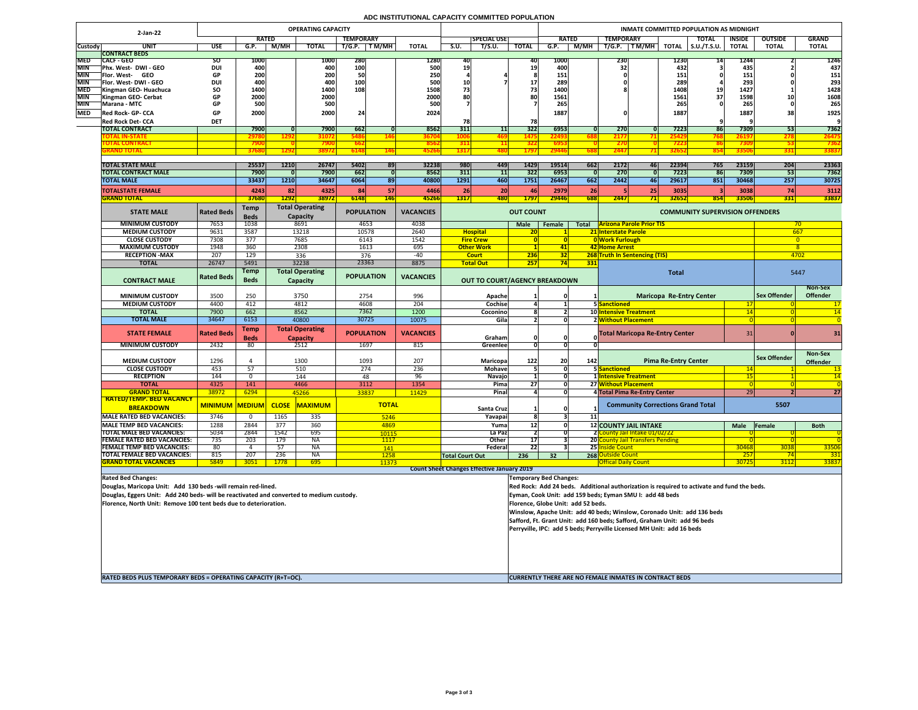# ADC INSTITUTIONAL CAPACITY COMMITTED POPULATION

| 2-Jan-22 | | OPERATING CAPACITY | | | | | | | | | | INMATE COMMITTED POPULATION AS MIDNIGHT | | | | | | | | |
|---|---|---|---|---|---|---|---|---|---|---|---|---|---|---|---|---|---|---|---|---|
| | | RATED | | | TEMPORARY | | | SPECIAL USE | | | RATED | | TEMPORARY | | | TOTAL | INSIDE | OUTSIDE | GRAND |
| Custody | UNIT | USE | G.P. | M/MH | TOTAL | T/G.P. | T M/MH | TOTAL | S.U. | T/S.U. | TOTAL | G.P. | M/MH | T/G.P. | T M/MH | TOTAL | S.U./T.S.U. | TOTAL | TOTAL | TOTAL |
| | CONTRACT BEDS | | | | | | | | | | | | | | | | | | | |
| MED | CACF - GEO | SO | 1000 | | 1000 | 280 | | 1280 | 40 | | 40 | 1000 | | 230 | | 1230 | 14 | 1244 | 2 | 1246 |
| MIN | Phx. West- DWI - GEO | DUI | 400 | | 400 | 100 | | 500 | 19 | | 19 | 400 | | 32 | | 432 | 3 | 435 | 2 | 437 |
| MIN | Flor. West- GEO | GP | 200 | | 200 | 50 | | 250 | 4 | 4 | 8 | 151 | | 0 | | 151 | 0 | 151 | 0 | 151 |
| MIN | Flor. West- DWI - GEO | DUI | 400 | | 400 | 100 | | 500 | 10 | 7 | 17 | 289 | | 0 | | 289 | 4 | 293 | 0 | 293 |
| MED | Kingman GEO- Huachuca | SO | 1400 | | 1400 | 108 | | 1508 | 73 | | 73 | 1400 | | 8 | | 1408 | 19 | 1427 | 1 | 1428 |
| MIN | Kingman GEO- Cerbat | GP | 2000 | | 2000 | | | 2000 | 80 | | 80 | 1561 | | | | 1561 | 37 | 1598 | 10 | 1608 |
| MIN | Marana - MTC | GP | 500 | | 500 | | | 500 | 7 | | 7 | 265 | | | | 265 | 0 | 265 | 0 | 265 |
| MED | Red Rock- GP- CCA | GP | 2000 | | 2000 | 24 | | 2024 | | | | 1887 | | 0 | | 1887 | | 1887 | 38 | 1925 |
| | Red Rock Det- CCA | DET | | | | | | | 78 | | 78 | | | | | | 9 | 9 | | 9 |
| | TOTAL CONTRACT | | 7900 | 0 | 7900 | 662 | 0 | 8562 | 311 | 11 | 322 | 6953 | 0 | 270 | 0 | 7223 | 86 | 7309 | 53 | 7362 |
| | TOTAL IN-STATE | | 29780 | 1292 | 31072 | 5486 | 146 | 36704 | 1006 | 469 | 1475 | 22493 | 688 | 2177 | 71 | 25429 | 768 | 26197 | 278 | 26475 |
| | TOTAL CONTRACT | | 7900 | 0 | 7900 | 662 | | 8562 | 311 | 11 | 322 | 6953 | 0 | 270 | 0 | 7223 | 86 | 7309 | 53 | 7362 |
| | GRAND TOTAL | | 37680 | 1292 | 38972 | 6148 | 146 | 45266 | 1317 | 480 | 1797 | 29446 | 688 | 2447 | 71 | 32652 | 854 | 33506 | 331 | 33837 |
| | TOTAL STATE MALE | | 25537 | 1210 | 26747 | 5402 | 89 | 32238 | 980 | 449 | 1429 | 19514 | 662 | 2172 | 46 | 22394 | 765 | 23159 | 204 | 23363 |
| | TOTAL CONTRACT MALE | | 7900 | 0 | 7900 | 662 | 0 | 8562 | 311 | 11 | 322 | 6953 | 0 | 270 | 0 | 7223 | 86 | 7309 | 53 | 7362 |
| | TOTAL MALE | | 33437 | 1210 | 34647 | 6064 | 89 | 40800 | 1291 | 460 | 1751 | 26467 | 662 | 2442 | 46 | 29617 | 851 | 30468 | 257 | 30725 |
| | TOTALSTATE FEMALE | | 4243 | 82 | 4325 | 84 | 57 | 4466 | 26 | 20 | 46 | 2979 | 26 | 5 | 25 | 3035 | 3 | 3038 | 74 | 3112 |
| | GRAND TOTAL | | 37680 | 1292 | 38972 | 6148 | 146 | 45266 | 1317 | 480 | 1797 | 29446 | 688 | 2447 | 71 | 32652 | 854 | 33506 | 331 | 33837 |

| STATE MALE | Rated Beds | Temp Beds | Total Operating Capacity | POPULATION | VACANCIES |
|---|---|---|---|---|---|
| MINIMUM CUSTODY | 7653 | 1038 | 8691 | 4653 | 4038 |
| MEDIUM CUSTODY | 9631 | 3587 | 13218 | 10578 | 2640 |
| CLOSE CUSTODY | 7308 | 377 | 7685 | 6143 | 1542 |
| MAXIMUM CUSTODY | 1948 | 360 | 2308 | 1613 | 695 |
| RECEPTION -MAX | 207 | 129 | 336 | 376 | -40 |
| TOTAL | 26747 | 5491 | 32238 | 23363 | 8875 |

| CONTRACT MALE | Rated Beds | Temp Beds | Total Operating Capacity | POPULATION | VACANCIES |
|---|---|---|---|---|---|
| MINIMUM CUSTODY | 3500 | 250 | 3750 | 2754 | 996 |
| MEDIUM CUSTODY | 4400 | 412 | 4812 | 4608 | 204 |
| TOTAL | 7900 | 662 | 8562 | 7362 | 1200 |
| TOTAL MALE | 34647 | 6153 | 40800 | 30725 | 10075 |

| STATE FEMALE | Rated Beds | Temp Beds | Total Operating Capacity | POPULATION | VACANCIES |
|---|---|---|---|---|---|
| MINIMUM CUSTODY | 2432 | 80 | 2512 | 1697 | 815 |
| MEDIUM CUSTODY | 1296 | 4 | 1300 | 1093 | 207 |
| CLOSE CUSTODY | 453 | 57 | 510 | 274 | 236 |
| RECEPTION | 144 | 0 | 144 | 48 | 96 |
| TOTAL | 4325 | 141 | 4466 | 3112 | 1354 |
| GRAND TOTAL | 38972 | 6294 | 45266 | 33837 | 11429 |

| RATED/TEMP. BED VACANCY BREAKDOWN | MINIMUM | MEDIUM | CLOSE | MAXIMUM | TOTAL |
|---|---|---|---|---|---|
| MALE RATED BED VACANCIES: | 3746 | 0 | 1165 | 335 | 5246 |
| MALE TEMP BED VACANCIES: | 1288 | 2844 | 377 | 360 | 4869 |
| TOTAL MALE BED VACANCIES: | 5034 | 2844 | 1542 | 695 | 10115 |
| FEMALE RATED BED VACANCIES: | 735 | 203 | 179 | NA | 1117 |
| FEMALE TEMP BED VACANCIES: | 80 | 4 | 57 | NA | 141 |
| TOTAL FEMALE BED VACANCIES: | 815 | 207 | 236 | NA | 1258 |
| GRAND TOTAL VACANCIES | 5849 | 3051 | 1778 | 695 | 11373 |

| OUT COUNT | Male | Female | Total |
|---|---|---|---|
| Hospital | 20 | 1 | 21 |
| Fire Crew | 0 | 0 | 0 |
| Other Work | 1 | 41 | 42 |
| Court | 236 | 32 | 268 |
| Total Out | 257 | 74 | 331 |

| OUT TO COURT/AGENCY BREAKDOWN | | | |
|---|---|---|---|
| Apache | 1 | 0 | 1 |
| Cochise | 4 | 1 | 5 |
| Coconino | 8 | 2 | 10 |
| Gila | 2 | 0 | 2 |
| Graham | 0 | 0 | 0 |
| Greenlee | 0 | 0 | 0 |
| Maricopa | 122 | 20 | 142 |
| Mohave | 5 | 0 | 5 |
| Navajo | 1 | 0 | 1 |
| Pima | 27 | 0 | 27 |
| Pinal | 4 | 0 | 4 |
| Santa Cruz | 1 | 0 | 1 |
| Yavapai | 8 | 3 | 11 |
| Yuma | 12 | 0 | 12 |
| La Paz | 2 | 0 | 2 |
| Other | 17 | 3 | 20 |
| Federal | 22 | 3 | 25 |
| Total Court Out | 236 | 32 | 268 |

| COMMUNITY SUPERVISION OFFENDERS | |
|---|---|
| Arizona Parole Prior TIS | 70 |
| Interstate Parole | 667 |
| Work Furlough | 0 |
| Home Arrest | 8 |
| Truth In Sentencing (TIS) | 4702 |
| Total | 5447 |

| Maricopa Re-Entry Center | | Sex Offender | Non-Sex Offender |
|---|---|---|---|
| Sanctioned | 17 | 0 | 17 |
| Intensive Treatment | 14 | 0 | 14 |
| Without Placement | 0 | 0 | 0 |
| Total Maricopa Re-Entry Center | 31 | 0 | 31 |

| Pima Re-Entry Center | | Sex Offender | Non-Sex Offender |
|---|---|---|---|
| Sanctioned | 14 | 1 | 13 |
| Intensive Treatment | 15 | 1 | 14 |
| Without Placement | 0 | 0 | 0 |
| Total Pima Re-Entry Center | 29 | 2 | 27 |
| Community Corrections Grand Total | | 5507 | |

| COUNTY JAIL INTAKE | Male | Female | Both |
|---|---|---|---|
| County Jail Intake 01/02/22 | 0 | 0 | 0 |
| County Jail Transfers Pending | 0 | 0 | 0 |
| Inside Count | 30468 | 3038 | 33506 |
| Outside Count | 257 | 74 | 331 |
| Offical Daily Count | 30725 | 3112 | 33837 |

Count Sheet Changes Effective January 2019

**Rated Bed Changes:**

Douglas, Maricopa Unit: Add 130 beds -will remain red-lined.

Douglas, Eggers Unit: Add 240 beds- will be reactivated and converted to medium custody.

Florence, North Unit: Remove 100 tent beds due to deterioration.

**Temporary Bed Changes:**

Red Rock: Add 24 beds. Additional authorization is required to activate and fund the beds.

Eyman, Cook Unit: add 159 beds; Eyman SMU I: add 48 beds

Florence, Globe Unit: add 52 beds.

Winslow, Apache Unit: add 40 beds; Winslow, Coronado Unit: add 136 beds

Safford, Ft. Grant Unit: add 160 beds; Safford, Graham Unit: add 96 beds

Perryville, IPC: add 5 beds; Perryville Licensed MH Unit: add 16 beds

RATED BEDS PLUS TEMPORARY BEDS = OPERATING CAPACITY (R+T=OC).

CURRENTLY THERE ARE NO FEMALE INMATES IN CONTRACT BEDS